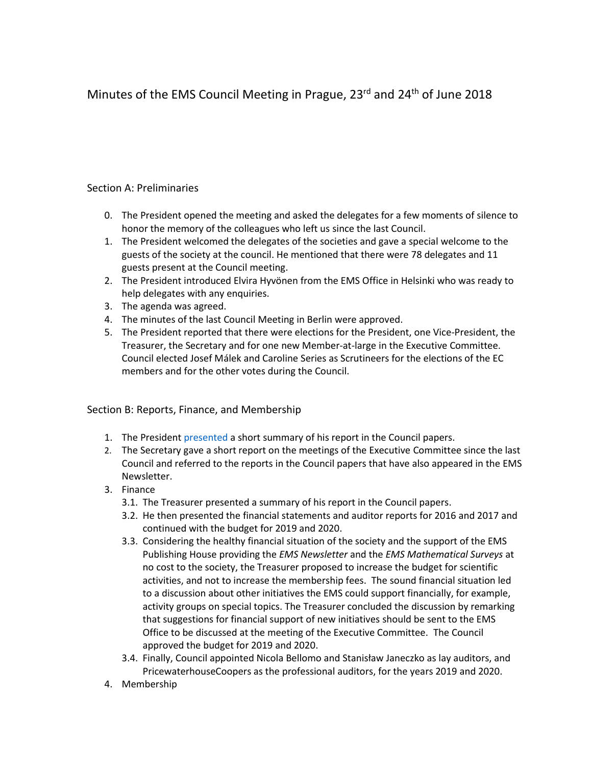# Minutes of the EMS Council Meeting in Prague, 23rd and 24th of June 2018

## Section A: Preliminaries

0. The President opened the meeting and asked the delegates for a few moments of silence to honor the memory of the colleagues who left us since the last Council.
1. The President welcomed the delegates of the societies and gave a special welcome to the guests of the society at the council. He mentioned that there were 78 delegates and 11 guests present at the Council meeting.
2. The President introduced Elvira Hyvönen from the EMS Office in Helsinki who was ready to help delegates with any enquiries.
3. The agenda was agreed.
4. The minutes of the last Council Meeting in Berlin were approved.
5. The President reported that there were elections for the President, one Vice-President, the Treasurer, the Secretary and for one new Member-at-large in the Executive Committee. Council elected Josef Málek and Caroline Series as Scrutineers for the elections of the EC members and for the other votes during the Council.

## Section B: Reports, Finance, and Membership

1. The President presented a short summary of his report in the Council papers.
2. The Secretary gave a short report on the meetings of the Executive Committee since the last Council and referred to the reports in the Council papers that have also appeared in the EMS Newsletter.
3. Finance
   - 3.1. The Treasurer presented a summary of his report in the Council papers.
   - 3.2. He then presented the financial statements and auditor reports for 2016 and 2017 and continued with the budget for 2019 and 2020.
   - 3.3. Considering the healthy financial situation of the society and the support of the EMS Publishing House providing the *EMS Newsletter* and the *EMS Mathematical Surveys* at no cost to the society, the Treasurer proposed to increase the budget for scientific activities, and not to increase the membership fees. The sound financial situation led to a discussion about other initiatives the EMS could support financially, for example, activity groups on special topics. The Treasurer concluded the discussion by remarking that suggestions for financial support of new initiatives should be sent to the EMS Office to be discussed at the meeting of the Executive Committee. The Council approved the budget for 2019 and 2020.
   - 3.4. Finally, Council appointed Nicola Bellomo and Stanisław Janeczko as lay auditors, and PricewaterhouseCoopers as the professional auditors, for the years 2019 and 2020.
4. Membership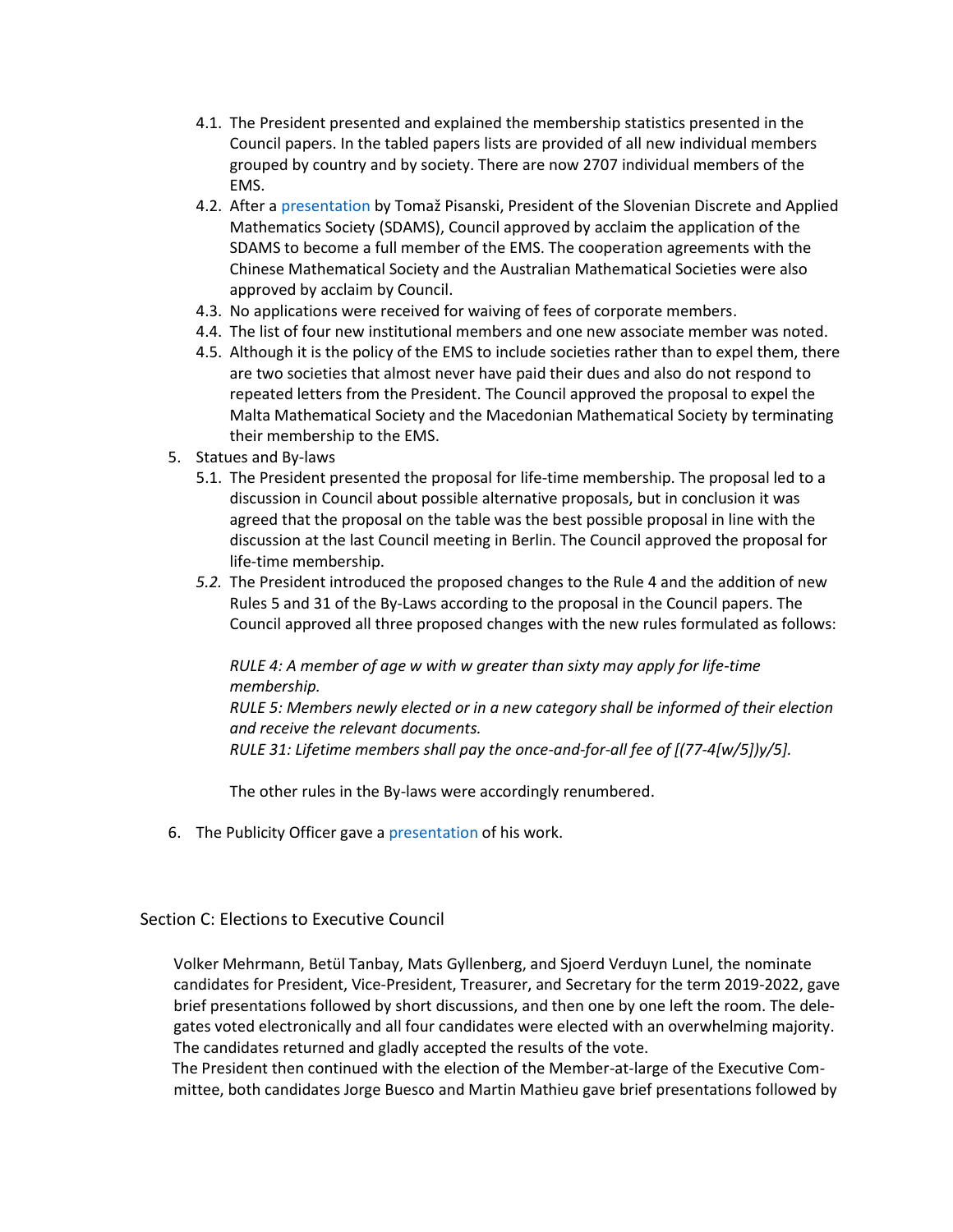4.1. The President presented and explained the membership statistics presented in the Council papers. In the tabled papers lists are provided of all new individual members grouped by country and by society. There are now 2707 individual members of the EMS.

4.2. After a presentation by Tomaž Pisanski, President of the Slovenian Discrete and Applied Mathematics Society (SDAMS), Council approved by acclaim the application of the SDAMS to become a full member of the EMS. The cooperation agreements with the Chinese Mathematical Society and the Australian Mathematical Societies were also approved by acclaim by Council.

4.3. No applications were received for waiving of fees of corporate members.

4.4. The list of four new institutional members and one new associate member was noted.

4.5. Although it is the policy of the EMS to include societies rather than to expel them, there are two societies that almost never have paid their dues and also do not respond to repeated letters from the President. The Council approved the proposal to expel the Malta Mathematical Society and the Macedonian Mathematical Society by terminating their membership to the EMS.

5. Statues and By-laws

5.1. The President presented the proposal for life-time membership. The proposal led to a discussion in Council about possible alternative proposals, but in conclusion it was agreed that the proposal on the table was the best possible proposal in line with the discussion at the last Council meeting in Berlin. The Council approved the proposal for life-time membership.

*5.2.* The President introduced the proposed changes to the Rule 4 and the addition of new Rules 5 and 31 of the By-Laws according to the proposal in the Council papers. The Council approved all three proposed changes with the new rules formulated as follows:

*RULE 4: A member of age w with w greater than sixty may apply for life-time membership.*
*RULE 5: Members newly elected or in a new category shall be informed of their election and receive the relevant documents.*
*RULE 31: Lifetime members shall pay the once-and-for-all fee of [(77-4[w/5])y/5].*

The other rules in the By-laws were accordingly renumbered.

6. The Publicity Officer gave a presentation of his work.

## Section C: Elections to Executive Council

Volker Mehrmann, Betül Tanbay, Mats Gyllenberg, and Sjoerd Verduyn Lunel, the nominate candidates for President, Vice-President, Treasurer, and Secretary for the term 2019-2022, gave brief presentations followed by short discussions, and then one by one left the room. The delegates voted electronically and all four candidates were elected with an overwhelming majority. The candidates returned and gladly accepted the results of the vote.

The President then continued with the election of the Member-at-large of the Executive Committee, both candidates Jorge Buesco and Martin Mathieu gave brief presentations followed by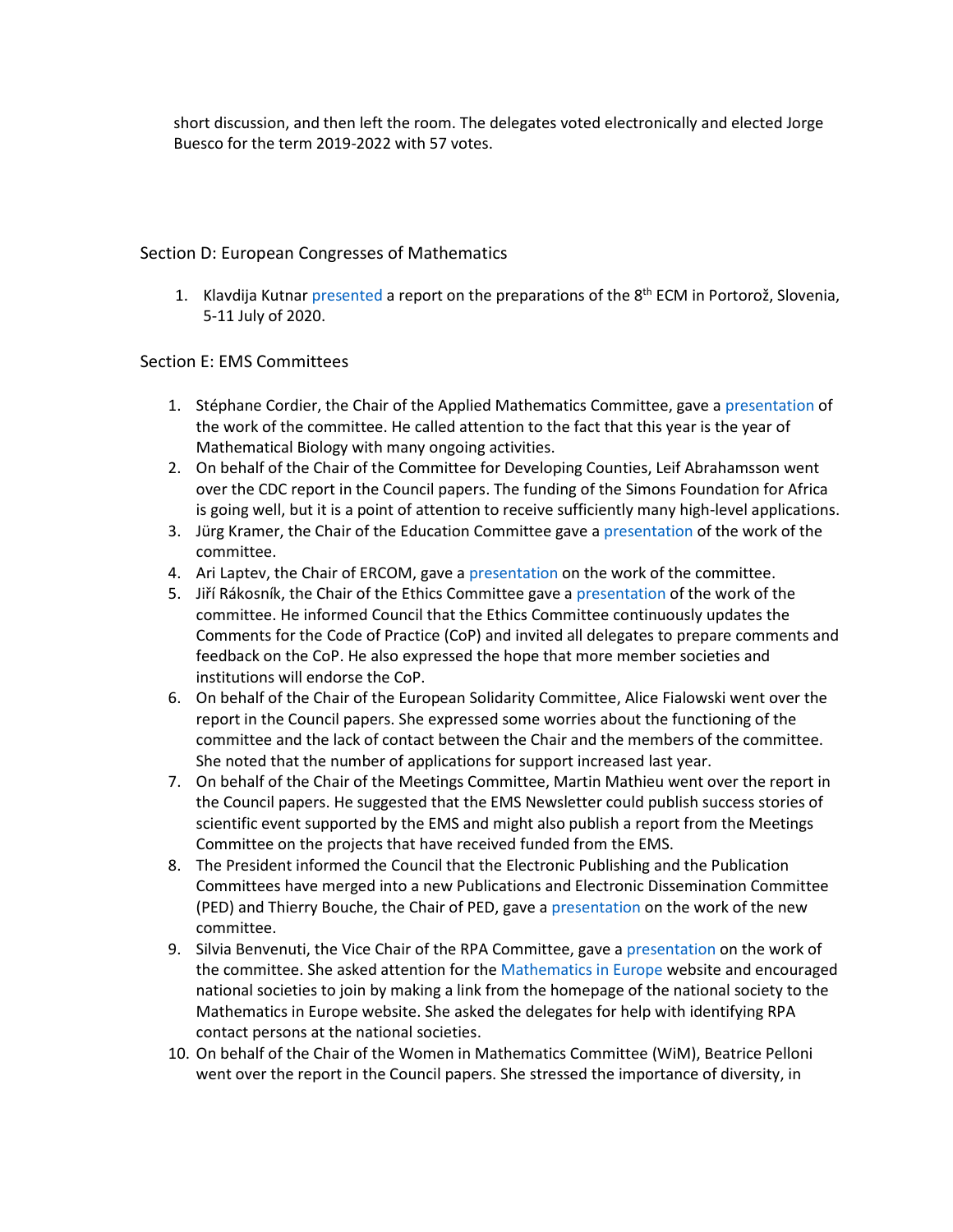short discussion, and then left the room. The delegates voted electronically and elected Jorge Buesco for the term 2019-2022 with 57 votes.

## Section D: European Congresses of Mathematics

1. Klavdija Kutnar presented a report on the preparations of the 8th ECM in Portorož, Slovenia, 5-11 July of 2020.

## Section E: EMS Committees

1. Stéphane Cordier, the Chair of the Applied Mathematics Committee, gave a presentation of the work of the committee. He called attention to the fact that this year is the year of Mathematical Biology with many ongoing activities.
2. On behalf of the Chair of the Committee for Developing Counties, Leif Abrahamsson went over the CDC report in the Council papers. The funding of the Simons Foundation for Africa is going well, but it is a point of attention to receive sufficiently many high-level applications.
3. Jürg Kramer, the Chair of the Education Committee gave a presentation of the work of the committee.
4. Ari Laptev, the Chair of ERCOM, gave a presentation on the work of the committee.
5. Jiří Rákosník, the Chair of the Ethics Committee gave a presentation of the work of the committee. He informed Council that the Ethics Committee continuously updates the Comments for the Code of Practice (CoP) and invited all delegates to prepare comments and feedback on the CoP. He also expressed the hope that more member societies and institutions will endorse the CoP.
6. On behalf of the Chair of the European Solidarity Committee, Alice Fialowski went over the report in the Council papers. She expressed some worries about the functioning of the committee and the lack of contact between the Chair and the members of the committee. She noted that the number of applications for support increased last year.
7. On behalf of the Chair of the Meetings Committee, Martin Mathieu went over the report in the Council papers. He suggested that the EMS Newsletter could publish success stories of scientific event supported by the EMS and might also publish a report from the Meetings Committee on the projects that have received funded from the EMS.
8. The President informed the Council that the Electronic Publishing and the Publication Committees have merged into a new Publications and Electronic Dissemination Committee (PED) and Thierry Bouche, the Chair of PED, gave a presentation on the work of the new committee.
9. Silvia Benvenuti, the Vice Chair of the RPA Committee, gave a presentation on the work of the committee. She asked attention for the Mathematics in Europe website and encouraged national societies to join by making a link from the homepage of the national society to the Mathematics in Europe website. She asked the delegates for help with identifying RPA contact persons at the national societies.
10. On behalf of the Chair of the Women in Mathematics Committee (WiM), Beatrice Pelloni went over the report in the Council papers. She stressed the importance of diversity, in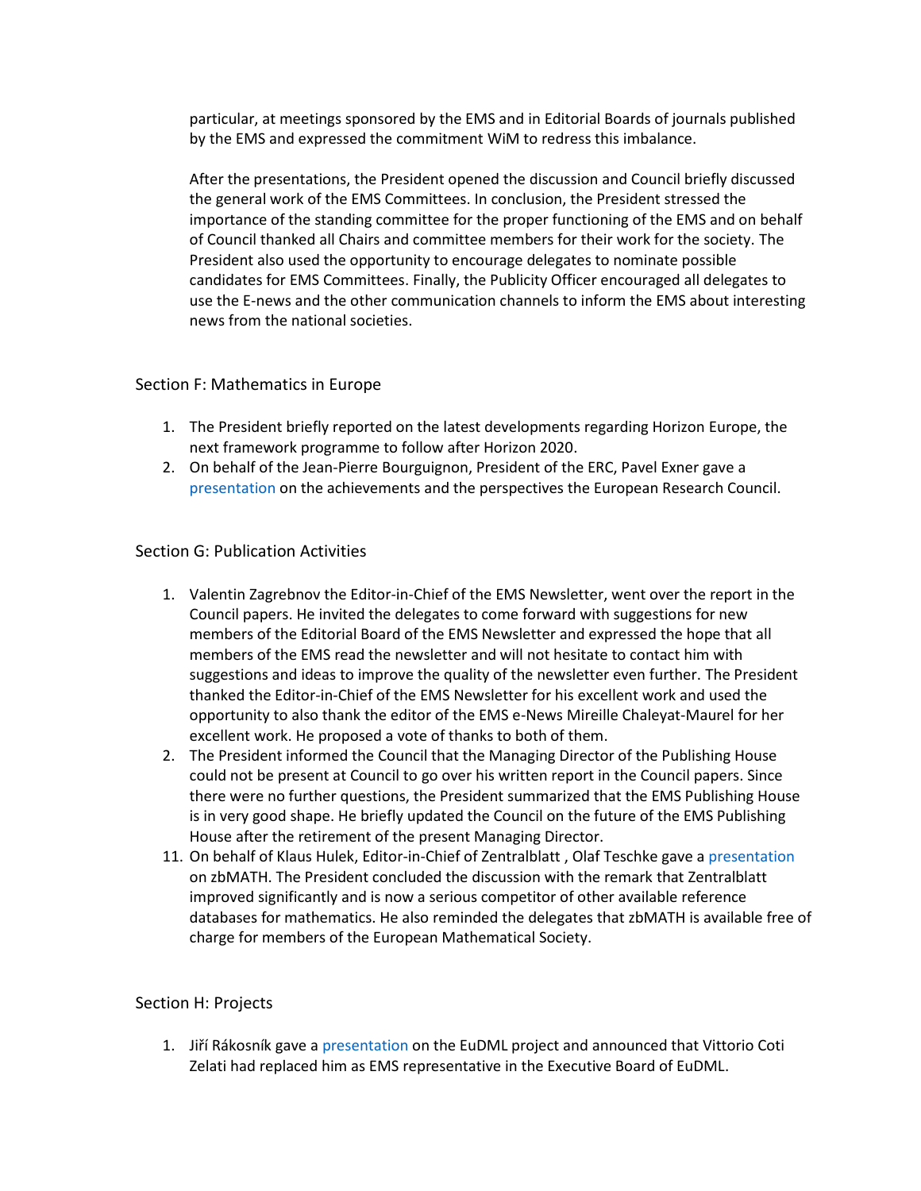particular, at meetings sponsored by the EMS and in Editorial Boards of journals published by the EMS and expressed the commitment WiM to redress this imbalance.

After the presentations, the President opened the discussion and Council briefly discussed the general work of the EMS Committees. In conclusion, the President stressed the importance of the standing committee for the proper functioning of the EMS and on behalf of Council thanked all Chairs and committee members for their work for the society. The President also used the opportunity to encourage delegates to nominate possible candidates for EMS Committees. Finally, the Publicity Officer encouraged all delegates to use the E-news and the other communication channels to inform the EMS about interesting news from the national societies.

## Section F: Mathematics in Europe

1. The President briefly reported on the latest developments regarding Horizon Europe, the next framework programme to follow after Horizon 2020.
2. On behalf of the Jean-Pierre Bourguignon, President of the ERC, Pavel Exner gave a presentation on the achievements and the perspectives the European Research Council.

## Section G: Publication Activities

1. Valentin Zagrebnov the Editor-in-Chief of the EMS Newsletter, went over the report in the Council papers. He invited the delegates to come forward with suggestions for new members of the Editorial Board of the EMS Newsletter and expressed the hope that all members of the EMS read the newsletter and will not hesitate to contact him with suggestions and ideas to improve the quality of the newsletter even further. The President thanked the Editor-in-Chief of the EMS Newsletter for his excellent work and used the opportunity to also thank the editor of the EMS e-News Mireille Chaleyat-Maurel for her excellent work. He proposed a vote of thanks to both of them.
2. The President informed the Council that the Managing Director of the Publishing House could not be present at Council to go over his written report in the Council papers. Since there were no further questions, the President summarized that the EMS Publishing House is in very good shape. He briefly updated the Council on the future of the EMS Publishing House after the retirement of the present Managing Director.
11. On behalf of Klaus Hulek, Editor-in-Chief of Zentralblatt , Olaf Teschke gave a presentation on zbMATH. The President concluded the discussion with the remark that Zentralblatt improved significantly and is now a serious competitor of other available reference databases for mathematics. He also reminded the delegates that zbMATH is available free of charge for members of the European Mathematical Society.

## Section H: Projects

1. Jiří Rákosník gave a presentation on the EuDML project and announced that Vittorio Coti Zelati had replaced him as EMS representative in the Executive Board of EuDML.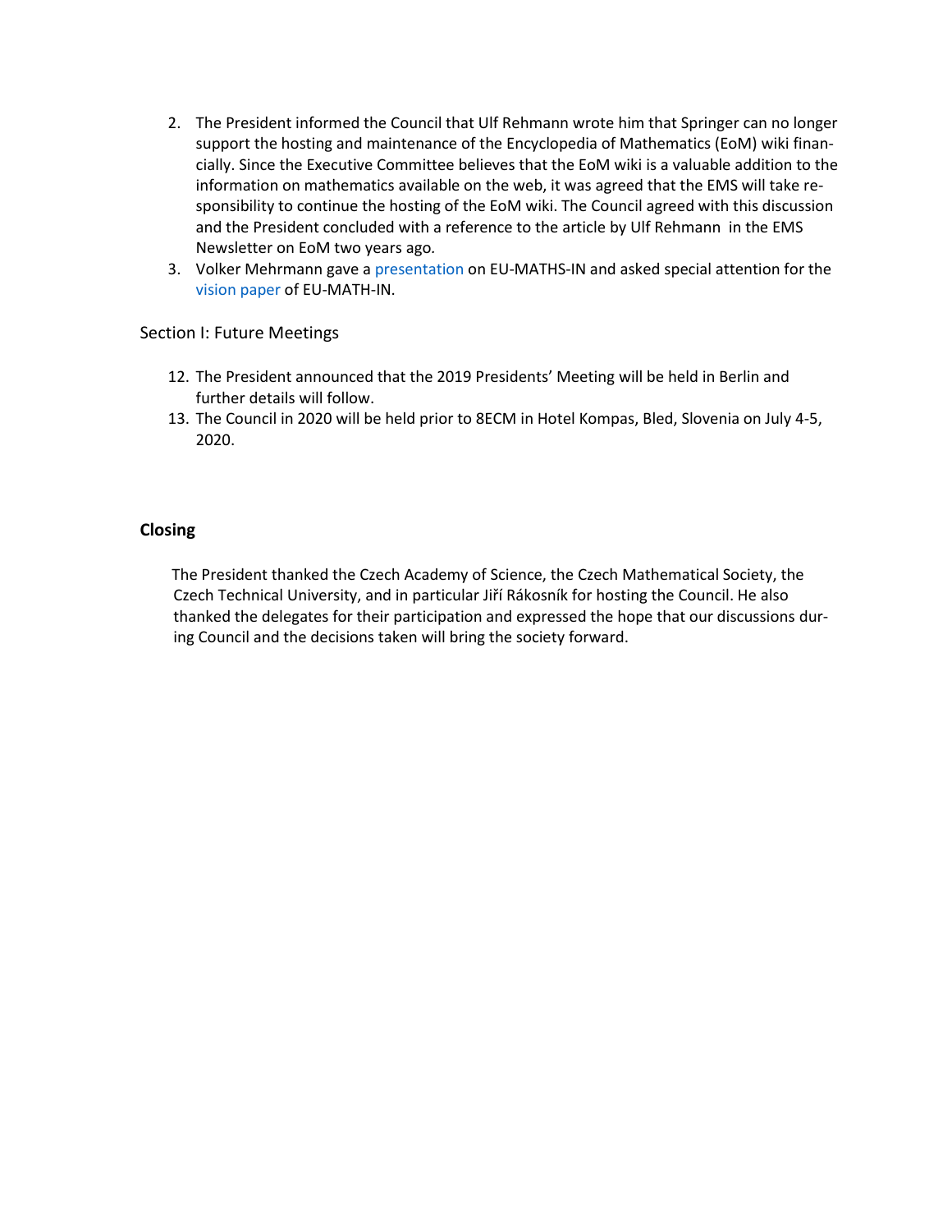2. The President informed the Council that Ulf Rehmann wrote him that Springer can no longer support the hosting and maintenance of the Encyclopedia of Mathematics (EoM) wiki financially. Since the Executive Committee believes that the EoM wiki is a valuable addition to the information on mathematics available on the web, it was agreed that the EMS will take responsibility to continue the hosting of the EoM wiki. The Council agreed with this discussion and the President concluded with a reference to the article by Ulf Rehmann in the EMS Newsletter on EoM two years ago.
3. Volker Mehrmann gave a presentation on EU-MATHS-IN and asked special attention for the vision paper of EU-MATH-IN.

Section I: Future Meetings

12. The President announced that the 2019 Presidents' Meeting will be held in Berlin and further details will follow.
13. The Council in 2020 will be held prior to 8ECM in Hotel Kompas, Bled, Slovenia on July 4-5, 2020.

**Closing**

The President thanked the Czech Academy of Science, the Czech Mathematical Society, the Czech Technical University, and in particular Jiří Rákosník for hosting the Council. He also thanked the delegates for their participation and expressed the hope that our discussions during Council and the decisions taken will bring the society forward.